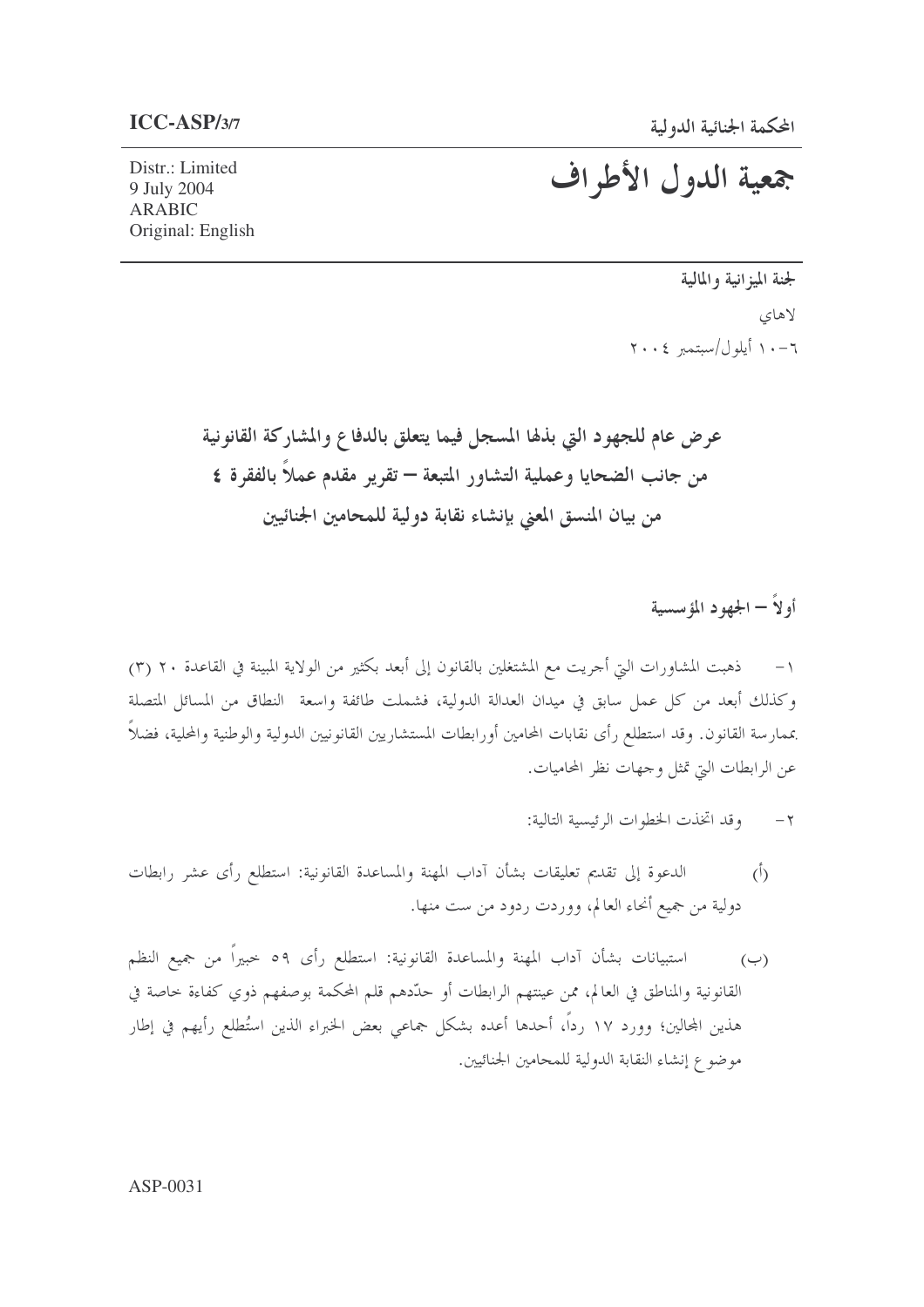ICC-ASP/3/7

المحكمة الجنائية الدولية

Distr.: Limited
9 July 2004
ARABIC
Original: English

# جمعية الدول الأطراف

لجنة الميزانية والمالية

لاهاي

٦-١٠ أيلول/سبتمبر ٢٠٠٤

## عرض عام للجهود التي بذلها المسجل فيما يتعلق بالدفاع والمشاركة القانونية من جانب الضحايا وعملية التشاور المتبعة – تقرير مقدم عملاً بالفقرة ٤ من بيان المنسق المعني بإنشاء نقابة دولية للمحامين الجنائيين

### أولاً – الجهود المؤسسية

١- ذهبت المشاورات التي أجريت مع المشتغلين بالقانون إلى أبعد بكثير من الولاية المبينة في القاعدة ٢٠ (٣) وكذلك أبعد من كل عمل سابق في ميدان العدالة الدولية، فشملت طائفة واسعة النطاق من المسائل المتصلة بممارسة القانون. وقد استطلع رأى نقابات المحامين أورابطات المستشارين القانونيين الدولية والوطنية والمحلية، فضلاً عن الرابطات التي تمثل وجهات نظر المحاميات.

٢- وقد اتخذت الخطوات الرئيسية التالية:

(أ) الدعوة إلى تقديم تعليقات بشأن آداب المهنة والمساعدة القانونية: استطلع رأى عشر رابطات دولية من جميع أنحاء العالم، ووردت ردود من ست منها.

(ب) استبيانات بشأن آداب المهنة والمساعدة القانونية: استطلع رأى ٥٩ خبيراً من جميع النظم القانونية والمناطق في العالم، ممن عينتهم الرابطات أو حدّدهم قلم المحكمة بوصفهم ذوي كفاءة خاصة في هذين المجالين؛ وورد ١٧ رداً، أحدها أعده بشكل جماعي بعض الخبراء الذين استُطلع رأيهم في إطار موضوع إنشاء النقابة الدولية للمحامين الجنائيين.

ASP-0031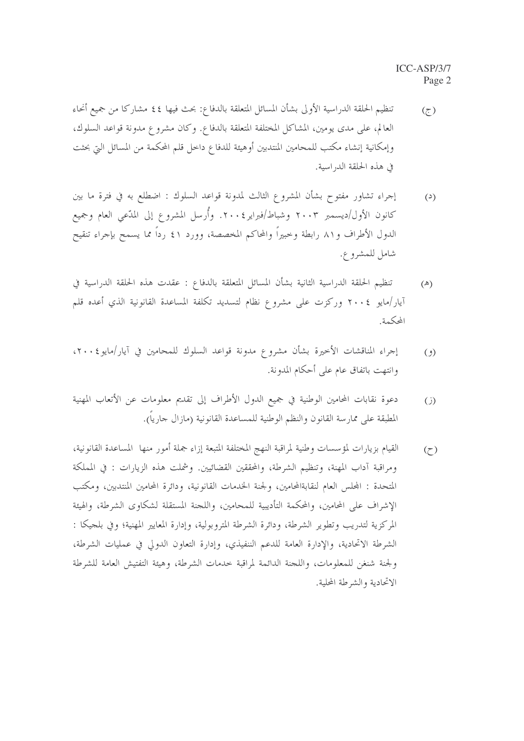(ج) تنظيم الحلقة الدراسية الأولى بشأن المسائل المتعلقة بالدفاع: بحث فيها ٤٤ مشاركا من جميع أنحاء العالم، على مدى يومين، المشاكل المختلفة المتعلقة بالدفاع. وكان مشروع مدونة قواعد السلوك، وإمكانية إنشاء مكتب للمحامين المنتدبين أوهيئة للدفاع داخل قلم المحكمة من المسائل التي بحثت في هذه الحلقة الدراسية.

(د) إجراء تشاور مفتوح بشأن المشروع الثالث لمدونة قواعد السلوك : اضطلع به في فترة ما بين كانون الأول/ديسمبر ٢٠٠٣ وشباط/فبراير٢٠٠٤. وأُرسل المشروع إلى المدّعي العام وجميع الدول الأطراف و٨١ رابطة وخبيراً والمحاكم المخصصة، وورد ٤١ رداً مما يسمح بإجراء تنقيح شامل للمشروع.

(هـ) تنظيم الحلقة الدراسية الثانية بشأن المسائل المتعلقة بالدفاع : عقدت هذه الحلقة الدراسية في آيار/مايو ٢٠٠٤ وركزت على مشروع نظام لتسديد تكلفة المساعدة القانونية الذي أعده قلم المحكمة.

(و) إجراء المناقشات الأخيرة بشأن مشروع مدونة قواعد السلوك للمحامين في آيار/مايو٢٠٠٤، وانتهت باتفاق عام على أحكام المدونة.

(ز) دعوة نقابات المحامين الوطنية في جميع الدول الأطراف إلى تقديم معلومات عن الأتعاب المهنية المطبقة على ممارسة القانون والنظم الوطنية للمساعدة القانونية (مازال جارياً).

(ح) القيام بزيارات لمؤسسات وطنية لمراقبة النهج المختلفة المتبعة إزاء جملة أمور منها المساعدة القانونية، ومراقبة آداب المهنة، وتنظيم الشرطة، والمحققين القضائيين. وشملت هذه الزيارات : في المملكة المتحدة : المجلس العام لنقابةالمحامين، ولجنة الخدمات القانونية، ودائرة المحامين المنتدبين، ومكتب الإشراف على المحامين، والمحكمة التأديبية للمحامين، واللجنة المستقلة لشكاوى الشرطة، والهيئة المركزية لتدريب وتطوير الشرطة، ودائرة الشرطة المتروبولية، وإدارة المعايير المهنية؛ وفي بلجيكا : الشرطة الاتحادية، والإدارة العامة للدعم التنفيذي، وإدارة التعاون الدولي في عمليات الشرطة، ولجنة شنغن للمعلومات، واللجنة الدائمة لمراقبة خدمات الشرطة، وهيئة التفتيش العامة للشرطة الاتحادية والشرطة المحلية.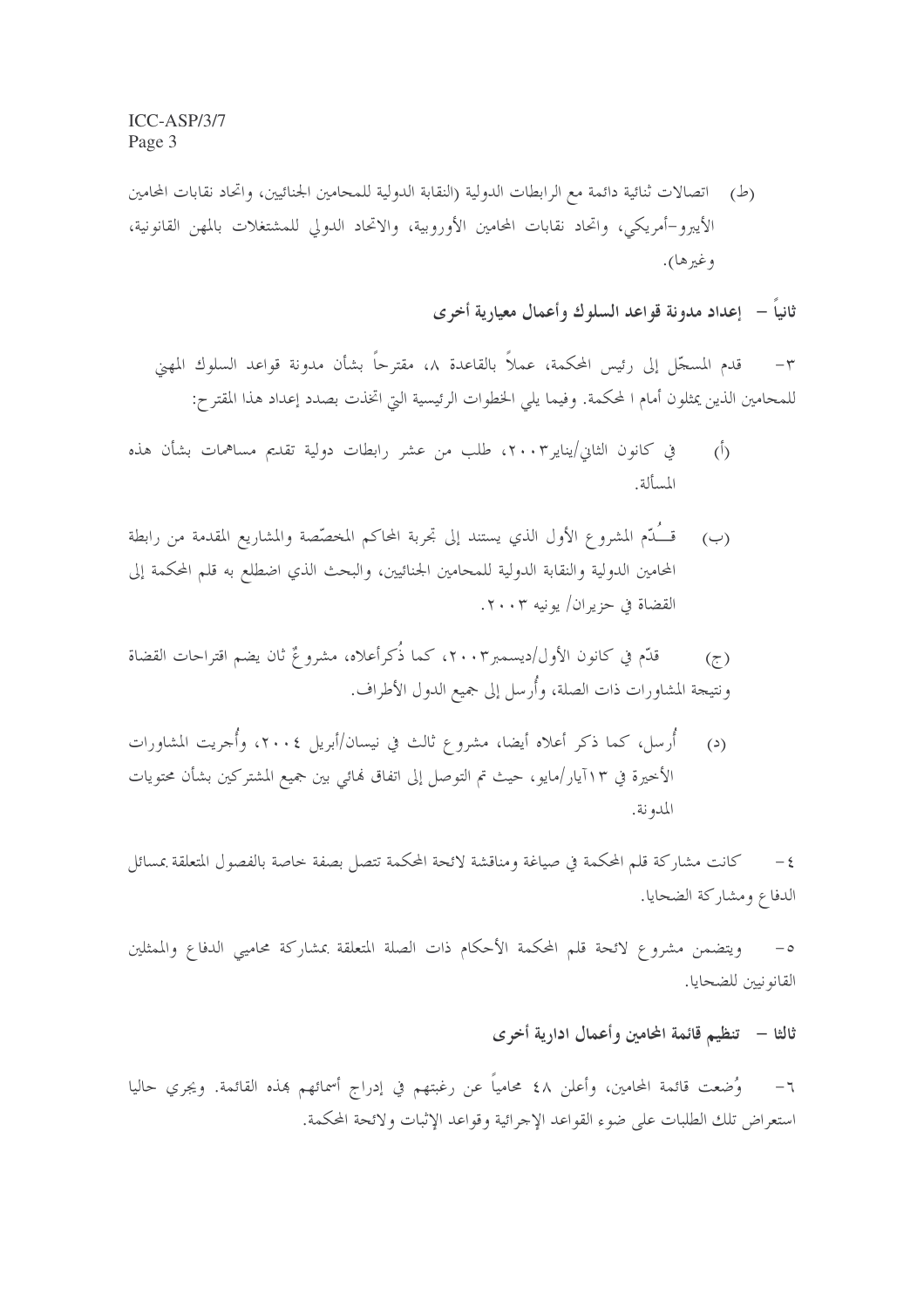(ط) اتصالات ثنائية دائمة مع الرابطات الدولية (النقابة الدولية للمحامين الجنائيين، واتحاد نقابات المحامين الأيبرو-أمريكي، واتحاد نقابات المحامين الأوروبية، والاتحاد الدولي للمشتغلات بالمهن القانونية، وغيرها).

## ثانياً – إعداد مدونة قواعد السلوك وأعمال معيارية أخرى

٣- قدم المسجّل إلى رئيس المحكمة، عملاً بالقاعدة ٨، مقترحاً بشأن مدونة قواعد السلوك المهني للمحامين الذين يمثلون أمام ا لمحكمة. وفيما يلي الخطوات الرئيسية التي اتخذت بصدد إعداد هذا المقترح:

(أ) في كانون الثاني/يناير٢٠٠٣، طلب من عشر رابطات دولية تقديم مساهمات بشأن هذه المسألة.

(ب) قـُدّم المشروع الأول الذي يستند إلى تجربة المحاكم المخصّصة والمشاريع المقدمة من رابطة المحامين الدولية والنقابة الدولية للمحامين الجنائيين، والبحث الذي اضطلع به قلم المحكمة إلى القضاة في حزيران/ يونيه ٢٠٠٣.

(ج) قدّم في كانون الأول/ديسمبر٢٠٠٣، كما ذُكرأعلاه، مشروعٌ ثان يضم اقتراحات القضاة ونتيجة المشاورات ذات الصلة، وأُرسل إلى جميع الدول الأطراف.

(د) أُرسل، كما ذكر أعلاه أيضا، مشروع ثالث في نيسان/أبريل ٢٠٠٤، وأُجريت المشاورات الأخيرة في ١٣آيار/مايو، حيث تم التوصل إلى اتفاق نهائي بين جميع المشتركين بشأن محتويات المدونة.

٤- كانت مشاركة قلم المحكمة في صياغة ومناقشة لائحة المحكمة تتصل بصفة خاصة بالفصول المتعلقة بمسائل الدفاع ومشاركة الضحايا.

٥- ويتضمن مشروع لائحة قلم المحكمة الأحكام ذات الصلة المتعلقة بمشاركة محاميي الدفاع والممثلين القانونيين للضحايا.

## ثالثا – تنظيم قائمة المحامين وأعمال ادارية أخرى

٦- وُضعت قائمة المحامين، وأعلن ٤٨ محامياً عن رغبتهم في إدراج أسمائهم بهذه القائمة. ويجري حاليا استعراض تلك الطلبات على ضوء القواعد الإجرائية وقواعد الإثبات ولائحة المحكمة.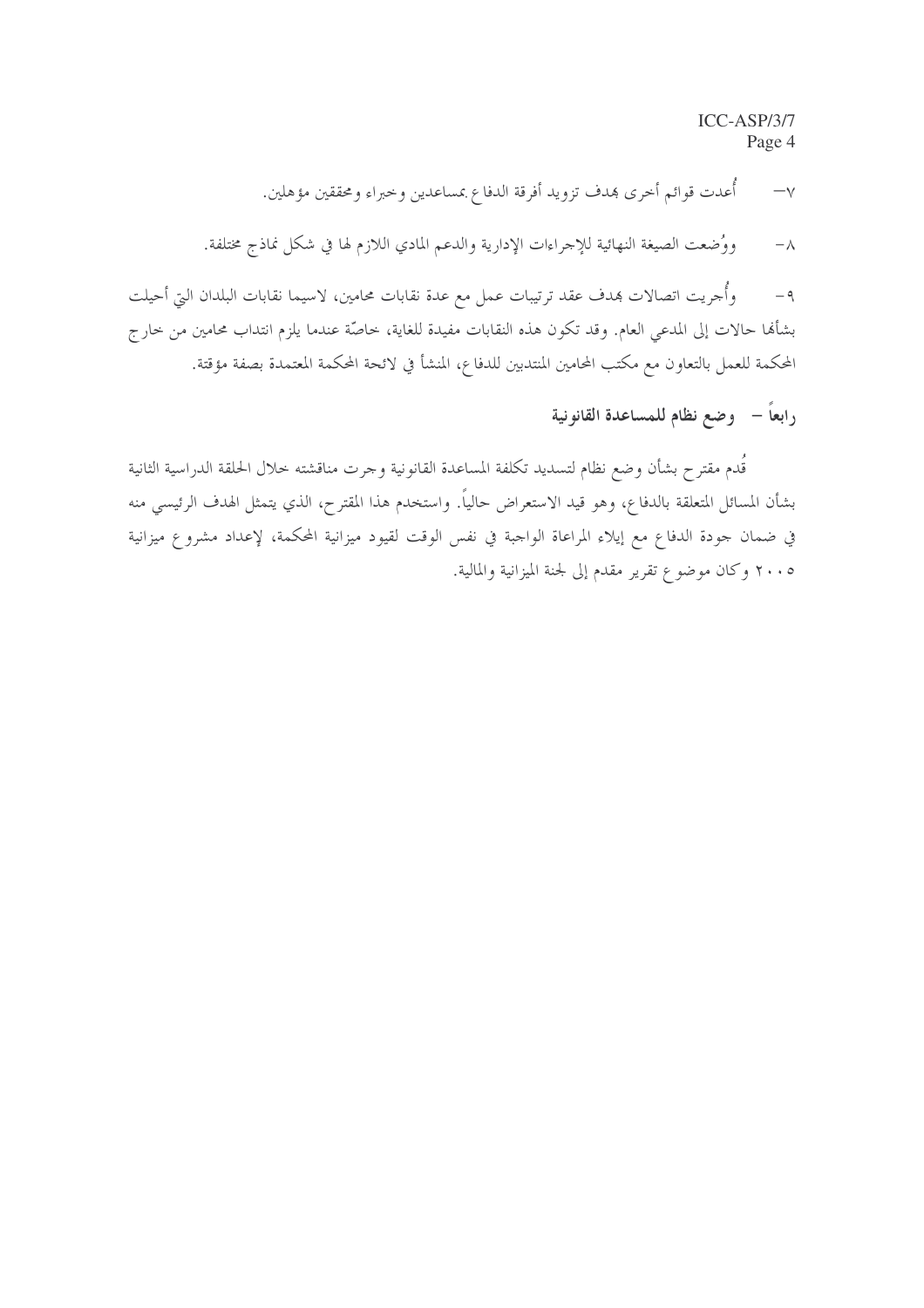٧- أُعدت قوائم أخرى بهدف تزويد أفرقة الدفاع بمساعدين وخبراء ومحققين مؤهلين.

٨- ووُضعت الصيغة النهائية للإجراءات الإدارية والدعم المادي اللازم لها في شكل نماذج مختلفة.

٩- وأُجريت اتصالات بهدف عقد ترتيبات عمل مع عدة نقابات محامين، لاسيما نقابات البلدان التي أحيلت بشأنها حالات إلى المدعي العام. وقد تكون هذه النقابات مفيدة للغاية، خاصّة عندما يلزم انتداب محامين من خارج المحكمة للعمل بالتعاون مع مكتب المحامين المنتدبين للدفاع، المنشأ في لائحة المحكمة المعتمدة بصفة مؤقتة.

## رابعاً - وضع نظام للمساعدة القانونية

قُدم مقترح بشأن وضع نظام لتسديد تكلفة المساعدة القانونية وجرت مناقشته خلال الحلقة الدراسية الثانية بشأن المسائل المتعلقة بالدفاع، وهو قيد الاستعراض حالياً. واستخدم هذا المقترح، الذي يتمثل الهدف الرئيسي منه في ضمان جودة الدفاع مع إيلاء المراعاة الواجبة في نفس الوقت لقيود ميزانية المحكمة، لإعداد مشروع ميزانية ٢٠٠٥ وكان موضوع تقرير مقدم إلى لجنة الميزانية والمالية.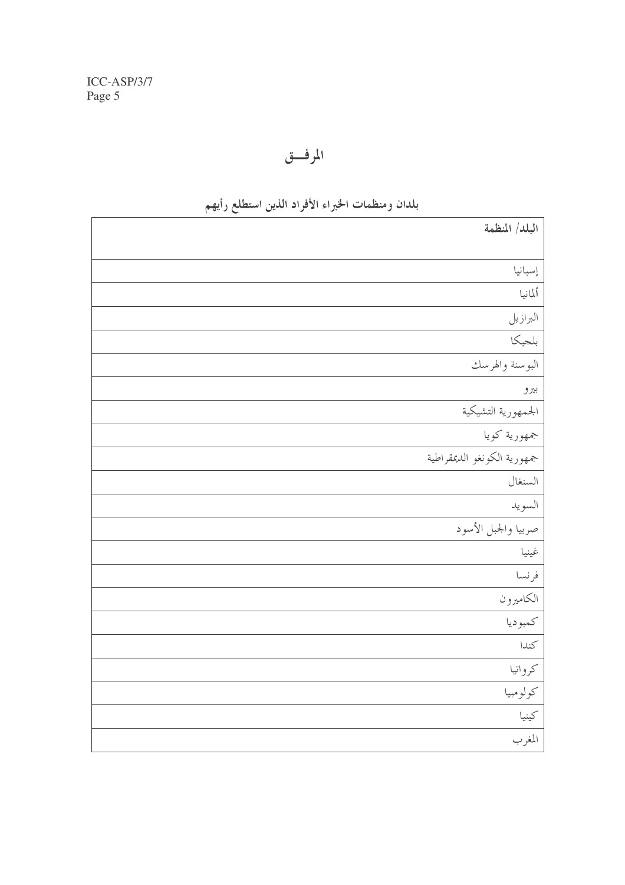# المرفــق

## بلدان ومنظمات الخبراء الأفراد الذين استطلع رأيهم

| البلد/ المنظمة |
|---|
| إسبانيا |
| ألمانيا |
| البرازيل |
| بلجيكا |
| البوسنة والهرسك |
| بيرو |
| الجمهورية التشيكية |
| جمهورية كوريا |
| جمهورية الكونغو الديمقراطية |
| السنغال |
| السويد |
| صربيا والجبل الأسود |
| غينيا |
| فرنسا |
| الكاميرون |
| كمبوديا |
| كندا |
| كرواتيا |
| كولومبيا |
| كينيا |
| المغرب |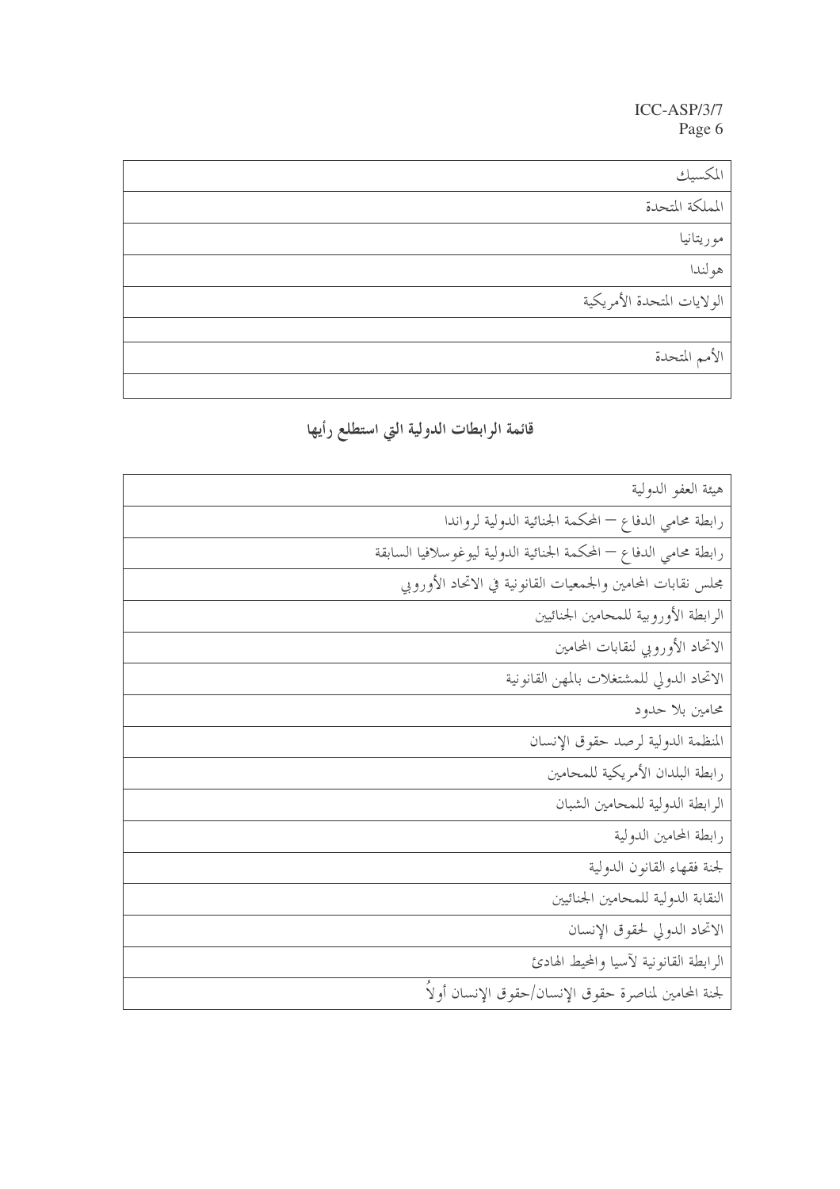| المكسيك |
|---|
| المملكة المتحدة |
| موريتانيا |
| هولندا |
| الولايات المتحدة الأمريكية |
| |
| الأمم المتحدة |
| |

## قائمة الرابطات الدولية التي استطلع رأيها

| هيئة العفو الدولية |
|---|
| رابطة محامي الدفاع – المحكمة الجنائية الدولية لرواندا |
| رابطة محامي الدفاع – المحكمة الجنائية الدولية ليوغوسلافيا السابقة |
| مجلس نقابات المحامين والجمعيات القانونية في الاتحاد الأوروبي |
| الرابطة الأوروبية للمحامين الجنائيين |
| الاتحاد الأوروبي لنقابات المحامين |
| الاتحاد الدولي للمشتغلات بالمهن القانونية |
| محامين بلا حدود |
| المنظمة الدولية لرصد حقوق الإنسان |
| رابطة البلدان الأمريكية للمحامين |
| الرابطة الدولية للمحامين الشبان |
| رابطة المحامين الدولية |
| لجنة فقهاء القانون الدولية |
| النقابة الدولية للمحامين الجنائيين |
| الاتحاد الدولي لحقوق الإنسان |
| الرابطة القانونية لآسيا والمحيط الهادئ |
| لجنة المحامين لمناصرة حقوق الإنسان/حقوق الإنسان أولاً |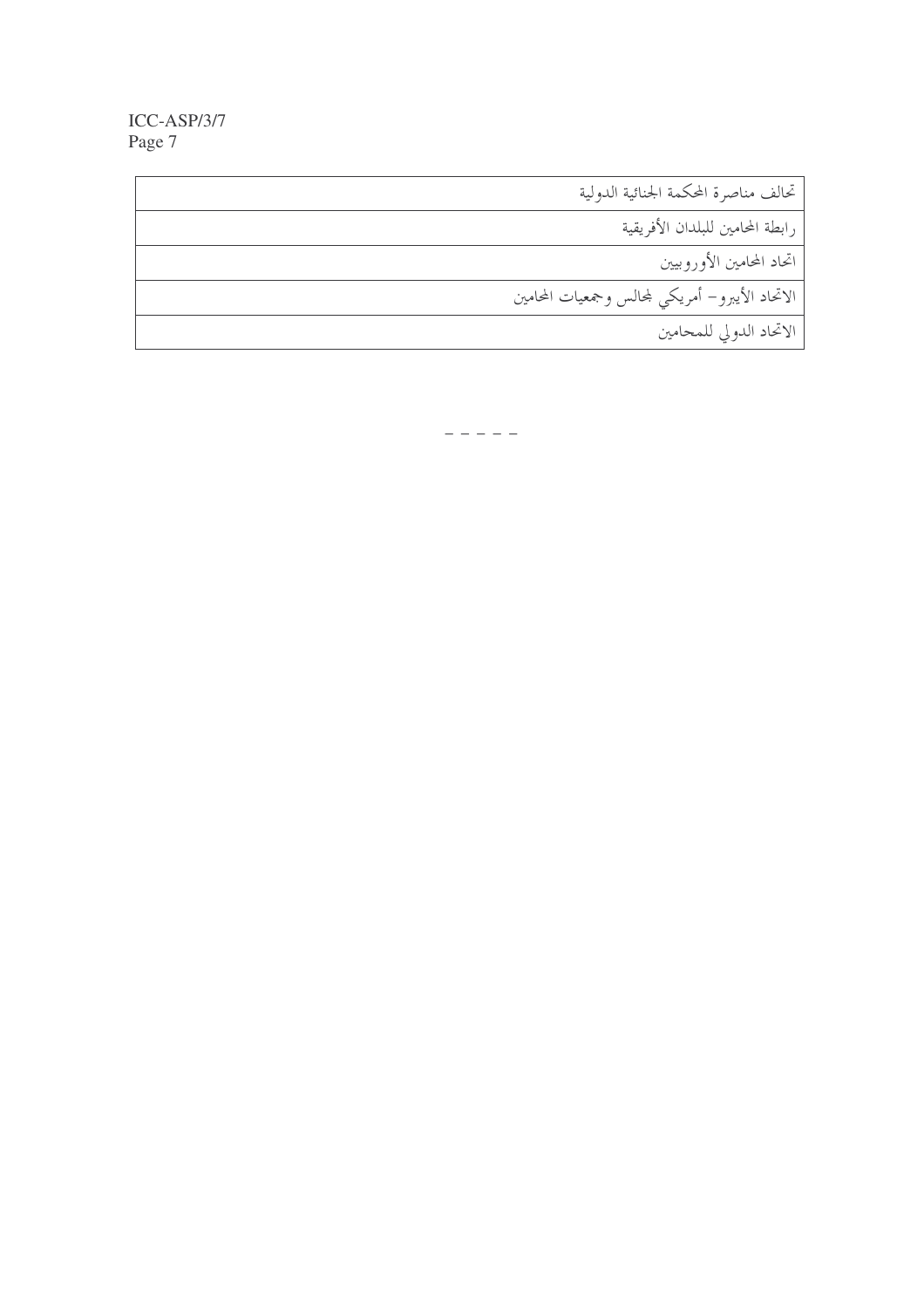| |
|---|
| تحالف مناصرة المحكمة الجنائية الدولية |
| رابطة المحامين للبلدان الأفريقية |
| اتحاد المحامين الأوروبيين |
| الاتحاد الأيبرو- أمريكي لمجالس وجمعيات المحامين |
| الاتحاد الدولي للمحامين |

- - - - -